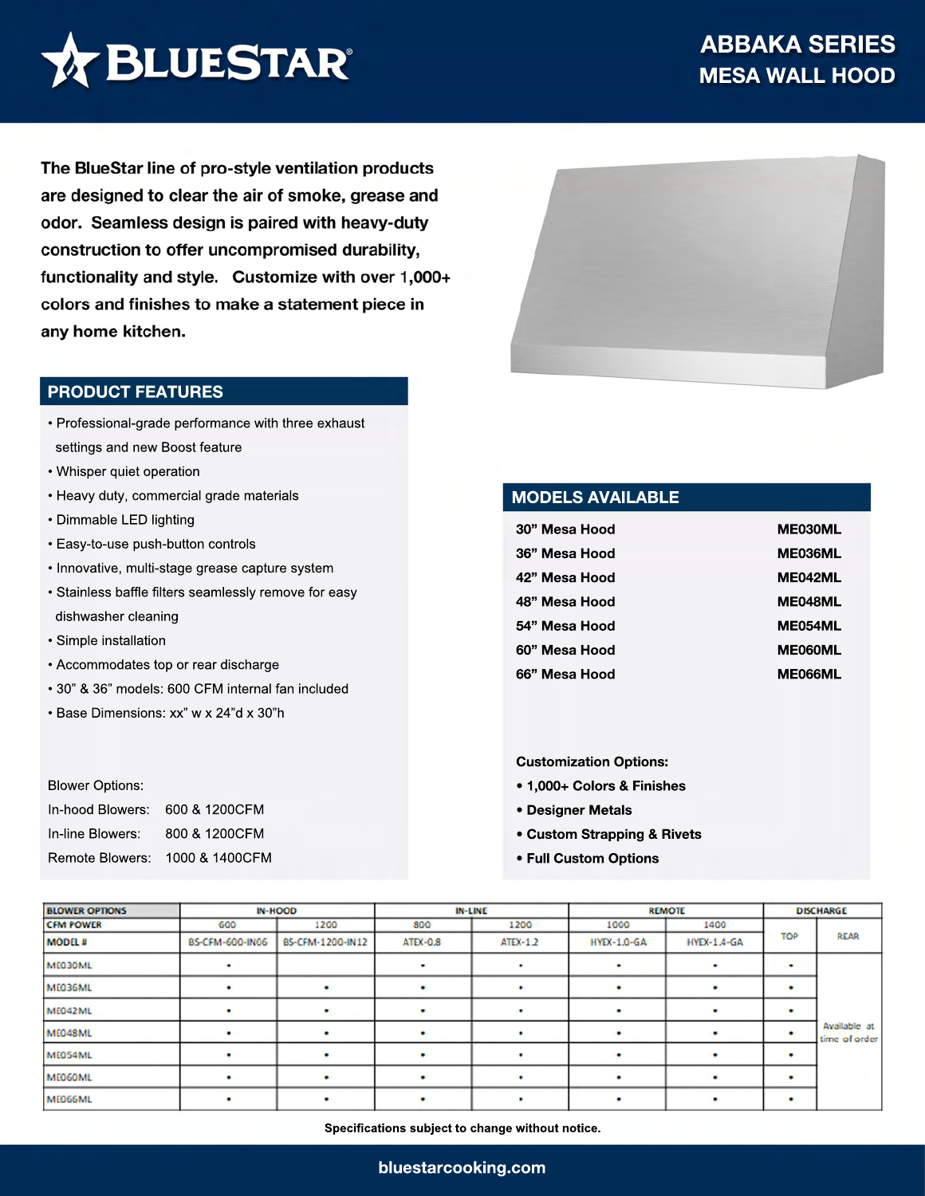# BLUESTAR

## ABBAKA SERIES
## MESA WALL HOOD

**The BlueStar line of pro-style ventilation products are designed to clear the air of smoke, grease and odor. Seamless design is paired with heavy-duty construction to offer uncompromised durability, functionality and style. Customize with over 1,000+ colors and finishes to make a statement piece in any home kitchen.**

## PRODUCT FEATURES

- Professional-grade performance with three exhaust settings and new Boost feature
- Whisper quiet operation
- Heavy duty, commercial grade materials
- Dimmable LED lighting
- Easy-to-use push-button controls
- Innovative, multi-stage grease capture system
- Stainless baffle filters seamlessly remove for easy dishwasher cleaning
- Simple installation
- Accommodates top or rear discharge
- 30" & 36" models: 600 CFM internal fan included
- Base Dimensions: xx" w x 24"d x 30"h

Blower Options:

| | |
|---|---|
| In-hood Blowers: | 600 & 1200CFM |
| In-line Blowers: | 800 & 1200CFM |
| Remote Blowers: | 1000 & 1400CFM |

## MODELS AVAILABLE

| | |
|---|---|
| **30" Mesa Hood** | **ME030ML** |
| **36" Mesa Hood** | **ME036ML** |
| **42" Mesa Hood** | **ME042ML** |
| **48" Mesa Hood** | **ME048ML** |
| **54" Mesa Hood** | **ME054ML** |
| **60" Mesa Hood** | **ME060ML** |
| **66" Mesa Hood** | **ME066ML** |

**Customization Options:**

- **1,000+ Colors & Finishes**
- **Designer Metals**
- **Custom Strapping & Rivets**
- **Full Custom Options**

| BLOWER OPTIONS | IN-HOOD | | IN-LINE | | REMOTE | | DISCHARGE | |
|---|---|---|---|---|---|---|---|---|
| CFM POWER | 600 | 1200 | 800 | 1200 | 1000 | 1400 | TOP | REAR |
| MODEL # | BS-CFM-600-IN06 | BS-CFM-1200-IN12 | ATEX-0.8 | ATEX-1.2 | HYEX-1.0-GA | HYEX-1.4-GA | | |
| ME030ML | • | | • | • | • | • | • | Available at time of order |
| ME036ML | • | • | • | • | • | • | • | |
| ME042ML | • | • | • | • | • | • | • | |
| ME048ML | • | • | • | • | • | • | • | |
| ME054ML | • | • | • | • | • | • | • | |
| ME060ML | • | • | • | • | • | • | • | |
| ME066ML | • | • | • | • | • | • | • | |

**Specifications subject to change without notice.**

**bluestarcooking.com**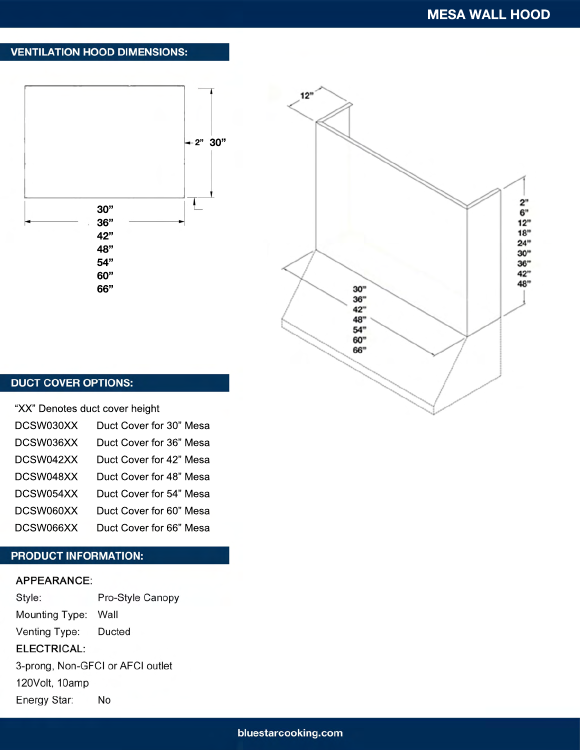# MESA WALL HOOD

## VENTILATION HOOD DIMENSIONS:

2" 30"

30"
36"
42"
48"
54"
60"
66"

12"

2"
6"
12"
18"
24"
30"
36"
42"
48"

30"
36"
42"
48"
54"
60"
66"

## DUCT COVER OPTIONS:

"XX" Denotes duct cover height

| | |
|---|---|
| DCSW030XX | Duct Cover for 30" Mesa |
| DCSW036XX | Duct Cover for 36" Mesa |
| DCSW042XX | Duct Cover for 42" Mesa |
| DCSW048XX | Duct Cover for 48" Mesa |
| DCSW054XX | Duct Cover for 54" Mesa |
| DCSW060XX | Duct Cover for 60" Mesa |
| DCSW066XX | Duct Cover for 66" Mesa |

## PRODUCT INFORMATION:

APPEARANCE:

| | |
|---|---|
| Style: | Pro-Style Canopy |
| Mounting Type: | Wall |
| Venting Type: | Ducted |

ELECTRICAL:

3-prong, Non-GFCI or AFCI outlet

120Volt, 10amp

Energy Star: No

bluestarcooking.com